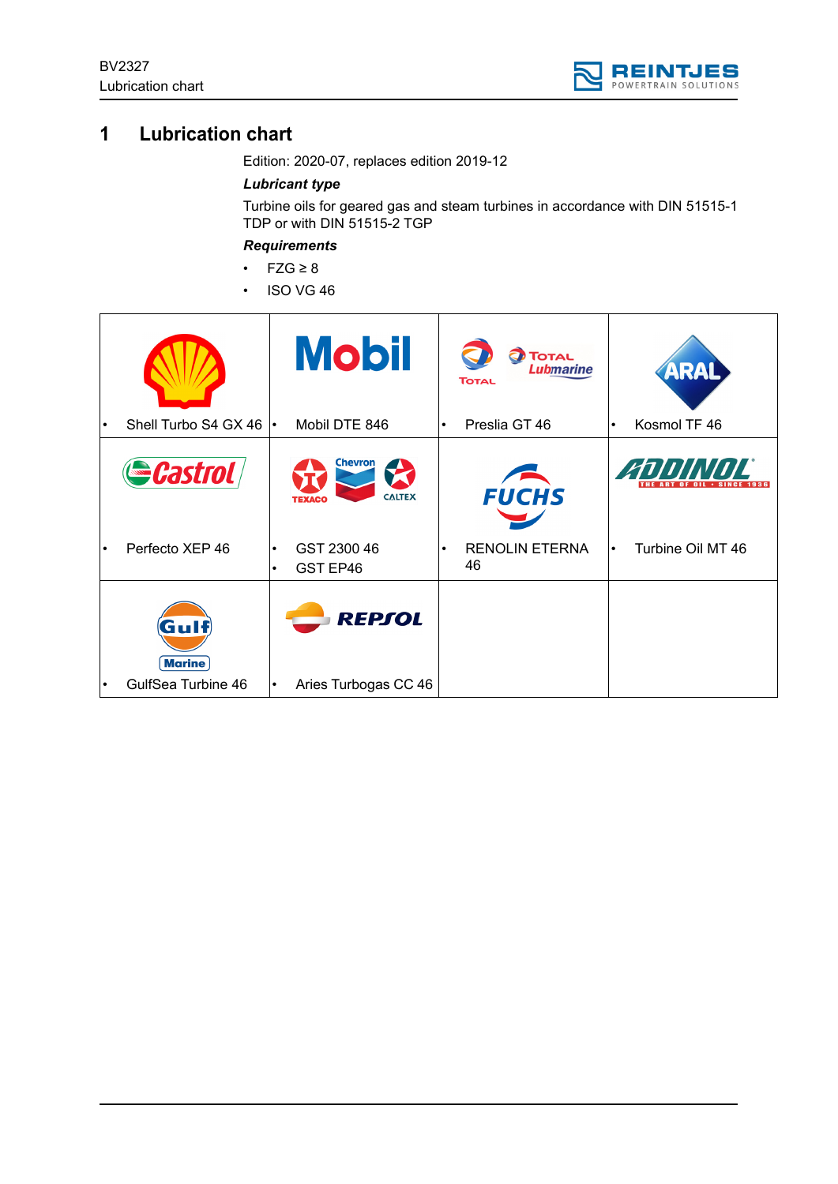# 1 Lubrication chart

Edition: 2020-07, replaces edition 2019-12

***Lubricant type***

Turbine oils for geared gas and steam turbines in accordance with DIN 51515-1 TDP or with DIN 51515-2 TGP

***Requirements***

- FZG ≥ 8
- ISO VG 46

| Shell | Mobil | Total / Total Lubmarine | ARAL |
|---|---|---|---|
| • Shell Turbo S4 GX 46 | • Mobil DTE 846 | • Preslia GT 46 | • Kosmol TF 46 |
| **Castrol** | **Texaco / Chevron / Caltex** | **FUCHS** | **ADDINOL** |
| • Perfecto XEP 46 | • GST 2300 46<br>• GST EP46 | • RENOLIN ETERNA 46 | • Turbine Oil MT 46 |
| **Gulf Marine** | **REPSOL** | | |
| • GulfSea Turbine 46 | • Aries Turbogas CC 46 | | |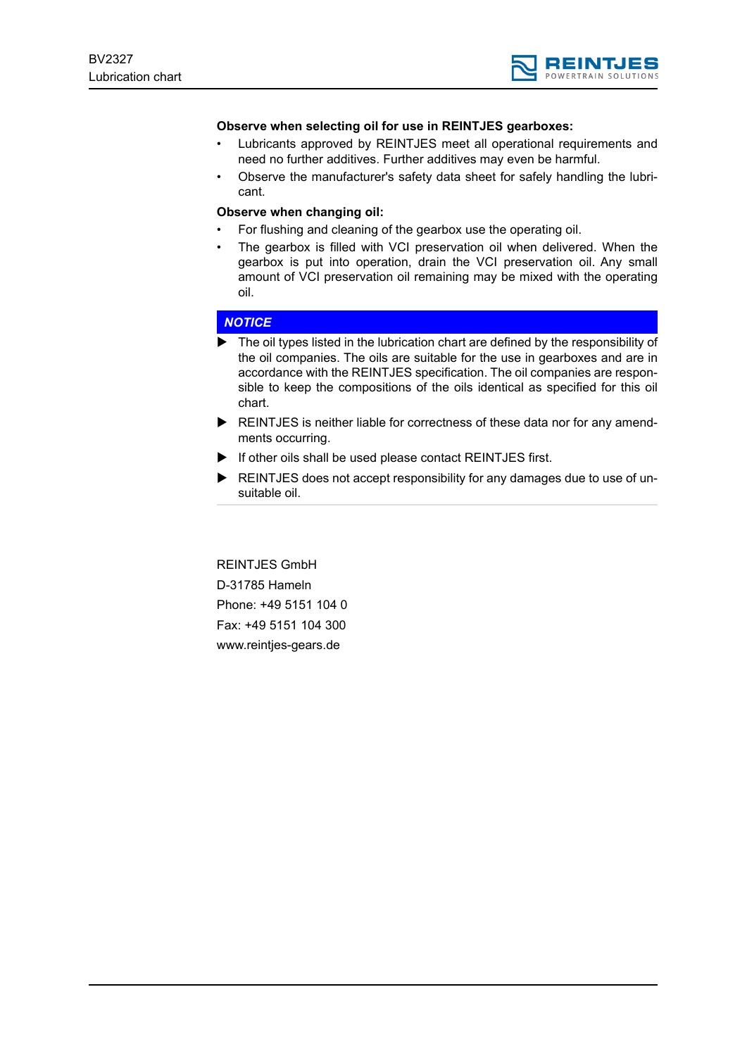**Observe when selecting oil for use in REINTJES gearboxes:**

- Lubricants approved by REINTJES meet all operational requirements and need no further additives. Further additives may even be harmful.
- Observe the manufacturer's safety data sheet for safely handling the lubricant.

**Observe when changing oil:**

- For flushing and cleaning of the gearbox use the operating oil.
- The gearbox is filled with VCI preservation oil when delivered. When the gearbox is put into operation, drain the VCI preservation oil. Any small amount of VCI preservation oil remaining may be mixed with the operating oil.

***NOTICE***

- ▶ The oil types listed in the lubrication chart are defined by the responsibility of the oil companies. The oils are suitable for the use in gearboxes and are in accordance with the REINTJES specification. The oil companies are responsible to keep the compositions of the oils identical as specified for this oil chart.
- ▶ REINTJES is neither liable for correctness of these data nor for any amendments occurring.
- ▶ If other oils shall be used please contact REINTJES first.
- ▶ REINTJES does not accept responsibility for any damages due to use of unsuitable oil.

REINTJES GmbH

D-31785 Hameln

Phone: +49 5151 104 0

Fax: +49 5151 104 300

www.reintjes-gears.de